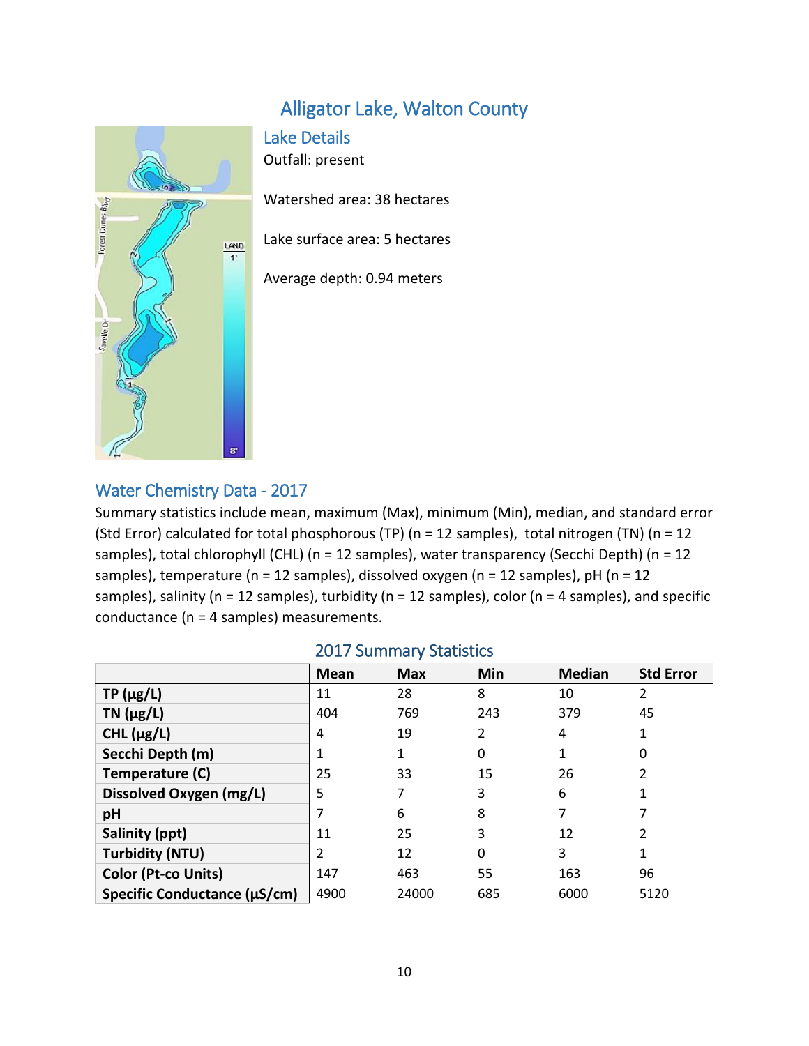# Alligator Lake, Walton County

## Lake Details

Outfall: present

Watershed area: 38 hectares

Lake surface area: 5 hectares

Average depth: 0.94 meters

## Water Chemistry Data - 2017

Summary statistics include mean, maximum (Max), minimum (Min), median, and standard error (Std Error) calculated for total phosphorous (TP) (n = 12 samples), total nitrogen (TN) (n = 12 samples), total chlorophyll (CHL) (n = 12 samples), water transparency (Secchi Depth) (n = 12 samples), temperature (n = 12 samples), dissolved oxygen (n = 12 samples), pH (n = 12 samples), salinity (n = 12 samples), turbidity (n = 12 samples), color (n = 4 samples), and specific conductance (n = 4 samples) measurements.

### 2017 Summary Statistics

| | Mean | Max | Min | Median | Std Error |
|---|---|---|---|---|---|
| **TP (µg/L)** | 11 | 28 | 8 | 10 | 2 |
| **TN (µg/L)** | 404 | 769 | 243 | 379 | 45 |
| **CHL (µg/L)** | 4 | 19 | 2 | 4 | 1 |
| **Secchi Depth (m)** | 1 | 1 | 0 | 1 | 0 |
| **Temperature (C)** | 25 | 33 | 15 | 26 | 2 |
| **Dissolved Oxygen (mg/L)** | 5 | 7 | 3 | 6 | 1 |
| **pH** | 7 | 6 | 8 | 7 | 7 |
| **Salinity (ppt)** | 11 | 25 | 3 | 12 | 2 |
| **Turbidity (NTU)** | 2 | 12 | 0 | 3 | 1 |
| **Color (Pt-co Units)** | 147 | 463 | 55 | 163 | 96 |
| **Specific Conductance (µS/cm)** | 4900 | 24000 | 685 | 6000 | 5120 |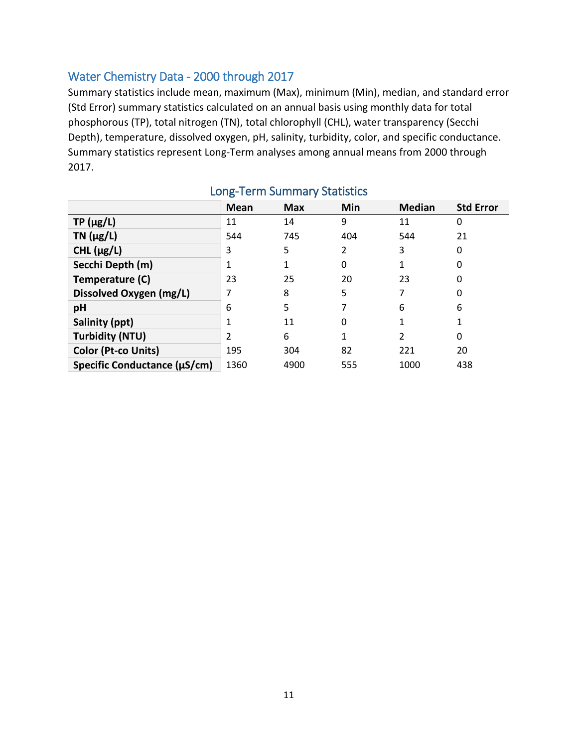## Water Chemistry Data - 2000 through 2017

Summary statistics include mean, maximum (Max), minimum (Min), median, and standard error (Std Error) summary statistics calculated on an annual basis using monthly data for total phosphorous (TP), total nitrogen (TN), total chlorophyll (CHL), water transparency (Secchi Depth), temperature, dissolved oxygen, pH, salinity, turbidity, color, and specific conductance. Summary statistics represent Long-Term analyses among annual means from 2000 through 2017.

### Long-Term Summary Statistics

| | Mean | Max | Min | Median | Std Error |
|---|---|---|---|---|---|
| **TP (µg/L)** | 11 | 14 | 9 | 11 | 0 |
| **TN (µg/L)** | 544 | 745 | 404 | 544 | 21 |
| **CHL (µg/L)** | 3 | 5 | 2 | 3 | 0 |
| **Secchi Depth (m)** | 1 | 1 | 0 | 1 | 0 |
| **Temperature (C)** | 23 | 25 | 20 | 23 | 0 |
| **Dissolved Oxygen (mg/L)** | 7 | 8 | 5 | 7 | 0 |
| **pH** | 6 | 5 | 7 | 6 | 6 |
| **Salinity (ppt)** | 1 | 11 | 0 | 1 | 1 |
| **Turbidity (NTU)** | 2 | 6 | 1 | 2 | 0 |
| **Color (Pt-co Units)** | 195 | 304 | 82 | 221 | 20 |
| **Specific Conductance (µS/cm)** | 1360 | 4900 | 555 | 1000 | 438 |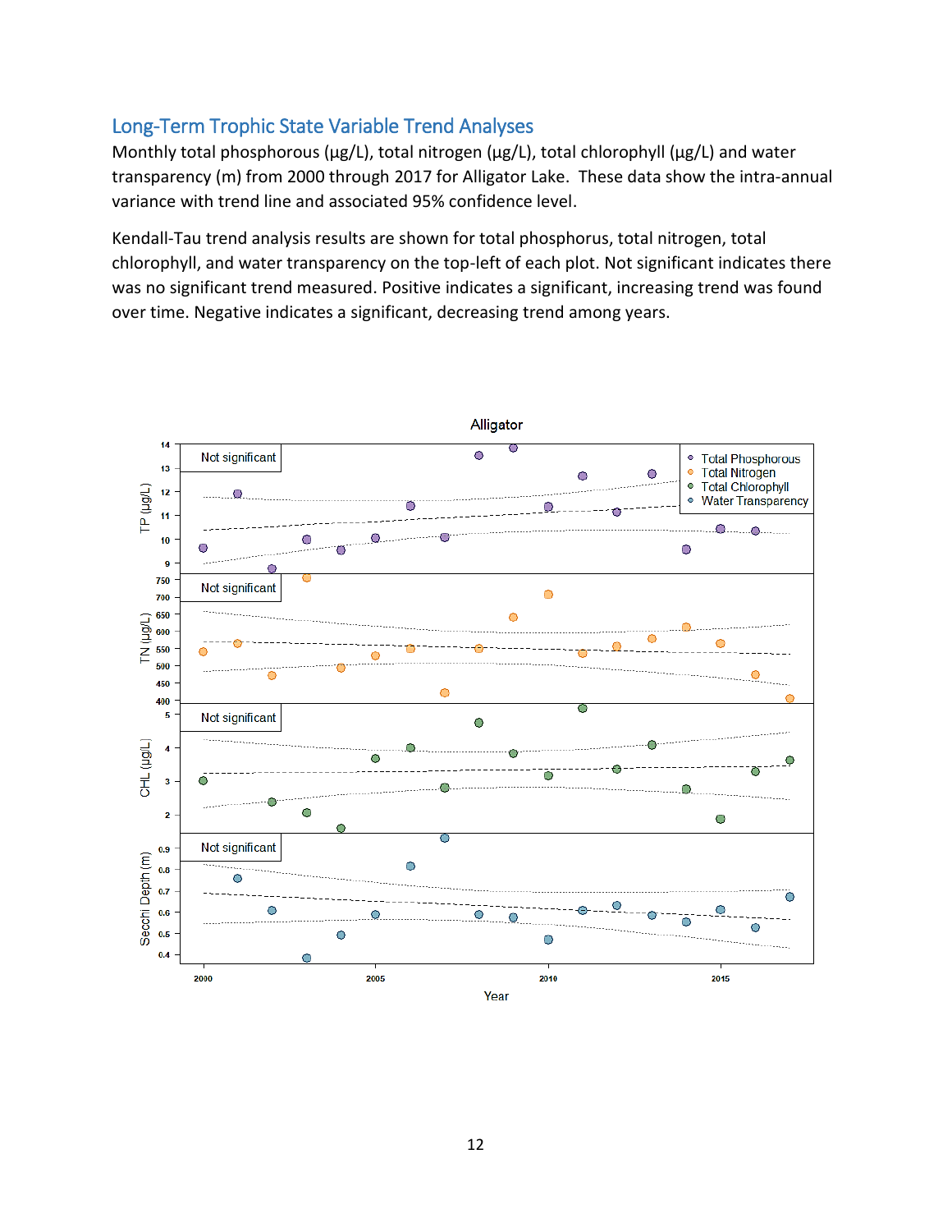## Long-Term Trophic State Variable Trend Analyses

Monthly total phosphorous (µg/L), total nitrogen (µg/L), total chlorophyll (µg/L) and water transparency (m) from 2000 through 2017 for Alligator Lake. These data show the intra-annual variance with trend line and associated 95% confidence level.

Kendall-Tau trend analysis results are shown for total phosphorus, total nitrogen, total chlorophyll, and water transparency on the top-left of each plot. Not significant indicates there was no significant trend measured. Positive indicates a significant, increasing trend was found over time. Negative indicates a significant, decreasing trend among years.

Alligator

Total Phosphorous
Total Nitrogen
Total Chlorophyll
Water Transparency

TP (µg/L)
9
10
11
12
13
14
Not significant

TN (µg/L)
400
450
500
550
600
650
700
750
Not significant

CHL (µg/L)
2
3
4
5
Not significant

Secchi Depth (m)
0.4
0.5
0.6
0.7
0.8
0.9
Not significant

2000
2005
2010
2015
Year